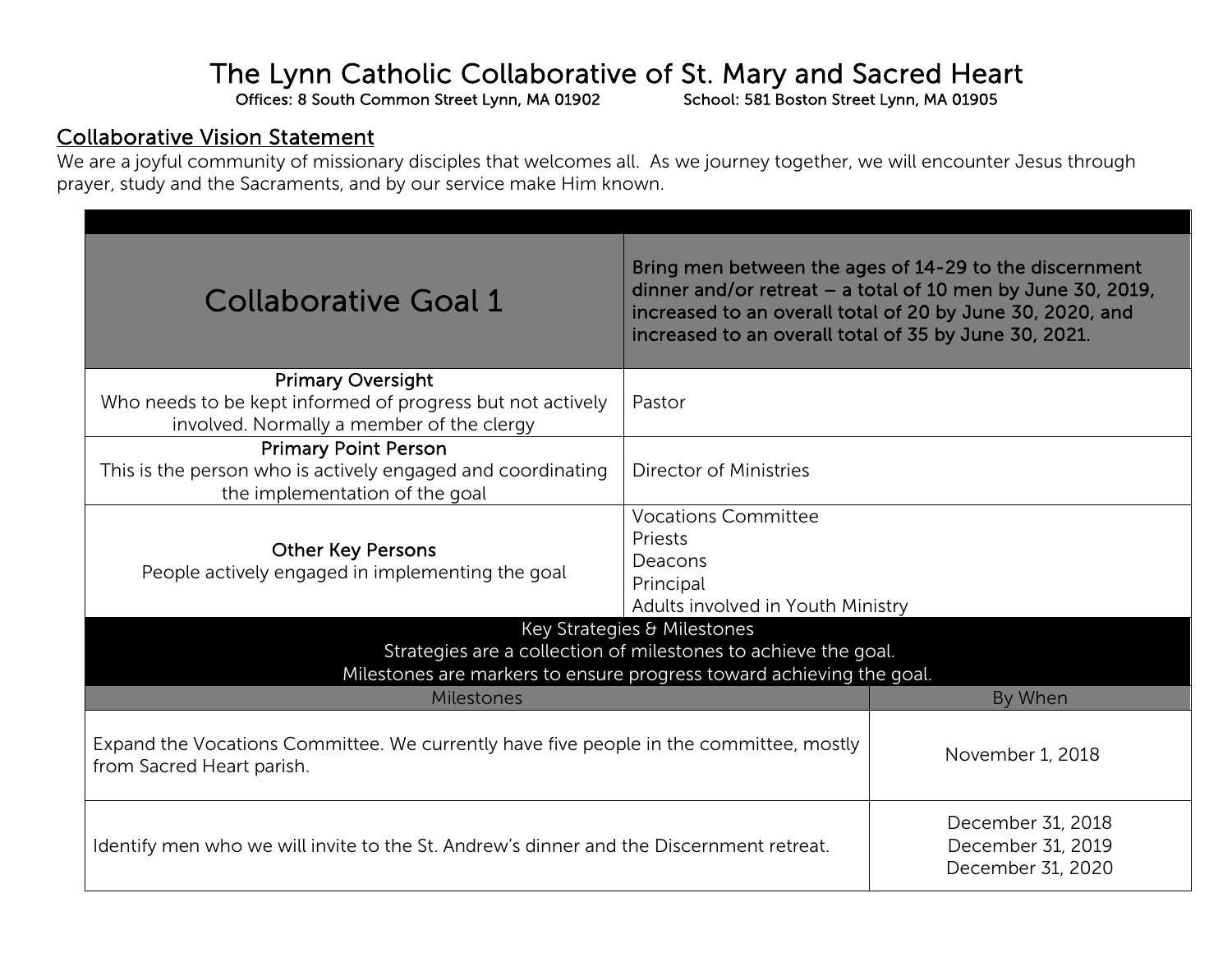# The Lynn Catholic Collaborative of St. Mary and Sacred Heart

Offices: 8 South Common Street Lynn, MA 01902 School: 581 Boston Street Lynn, MA 01905

## Collaborative Vision Statement

We are a joyful community of missionary disciples that welcomes all. As we journey together, we will encounter Jesus through prayer, study and the Sacraments, and by our service make Him known.

| Collaborative Goal 1 | **Bring men between the ages of 14-29 to the discernment dinner and/or retreat – a total of 10 men by June 30, 2019, increased to an overall total of 20 by June 30, 2020, and increased to an overall total of 35 by June 30, 2021.** |
|---|---|
| **Primary Oversight** Who needs to be kept informed of progress but not actively involved. Normally a member of the clergy | Pastor |
| **Primary Point Person** This is the person who is actively engaged and coordinating the implementation of the goal | Director of Ministries |
| **Other Key Persons** People actively engaged in implementing the goal | Vocations Committee<br>Priests<br>Deacons<br>Principal<br>Adults involved in Youth Ministry |

**Key Strategies & Milestones**
Strategies are a collection of milestones to achieve the goal.
Milestones are markers to ensure progress toward achieving the goal.

| Milestones | By When |
|---|---|
| Expand the Vocations Committee. We currently have five people in the committee, mostly from Sacred Heart parish. | November 1, 2018 |
| Identify men who we will invite to the St. Andrew's dinner and the Discernment retreat. | December 31, 2018<br>December 31, 2019<br>December 31, 2020 |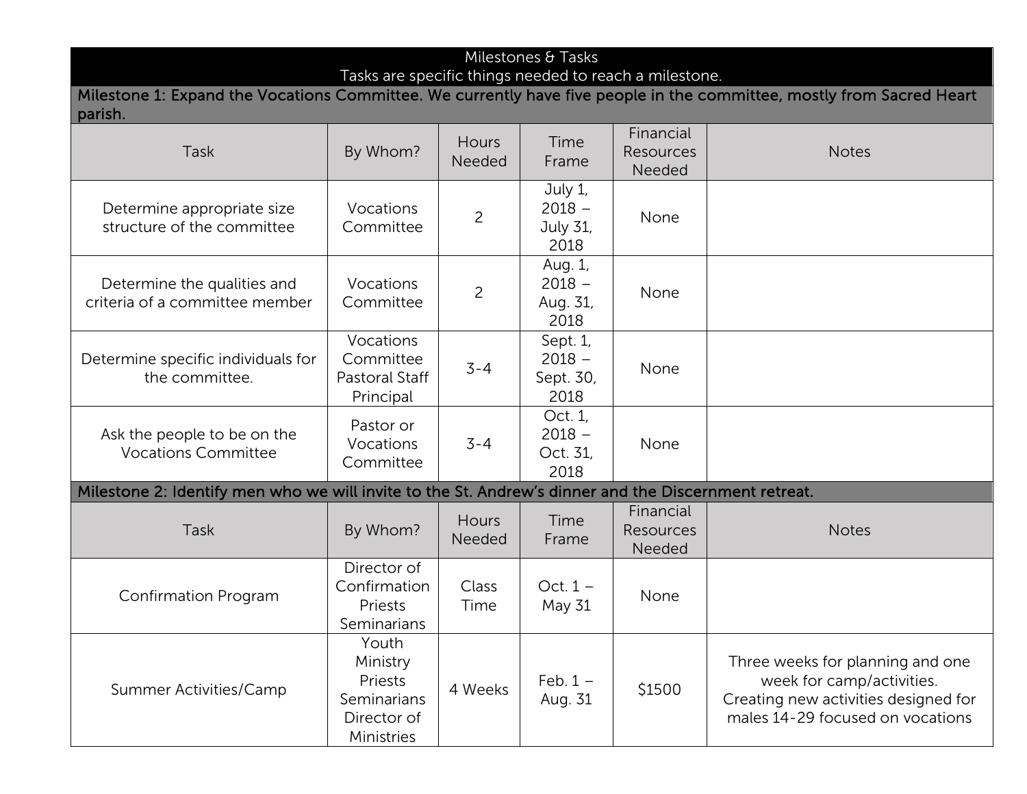| Milestones & Tasks<br>Tasks are specific things needed to reach a milestone. | | | | | |
|---|---|---|---|---|---|
| **Milestone 1: Expand the Vocations Committee. We currently have five people in the committee, mostly from Sacred Heart parish.** | | | | | |
| Task | By Whom? | Hours Needed | Time Frame | Financial Resources Needed | Notes |
| Determine appropriate size structure of the committee | Vocations Committee | 2 | July 1, 2018 – July 31, 2018 | None | |
| Determine the qualities and criteria of a committee member | Vocations Committee | 2 | Aug. 1, 2018 – Aug. 31, 2018 | None | |
| Determine specific individuals for the committee. | Vocations Committee Pastoral Staff Principal | 3-4 | Sept. 1, 2018 – Sept. 30, 2018 | None | |
| Ask the people to be on the Vocations Committee | Pastor or Vocations Committee | 3-4 | Oct. 1, 2018 – Oct. 31, 2018 | None | |
| **Milestone 2: Identify men who we will invite to the St. Andrew's dinner and the Discernment retreat.** | | | | | |
| Task | By Whom? | Hours Needed | Time Frame | Financial Resources Needed | Notes |
| Confirmation Program | Director of Confirmation Priests Seminarians | Class Time | Oct. 1 – May 31 | None | |
| Summer Activities/Camp | Youth Ministry Priests Seminarians Director of Ministries | 4 Weeks | Feb. 1 – Aug. 31 | $1500 | Three weeks for planning and one week for camp/activities. Creating new activities designed for males 14-29 focused on vocations |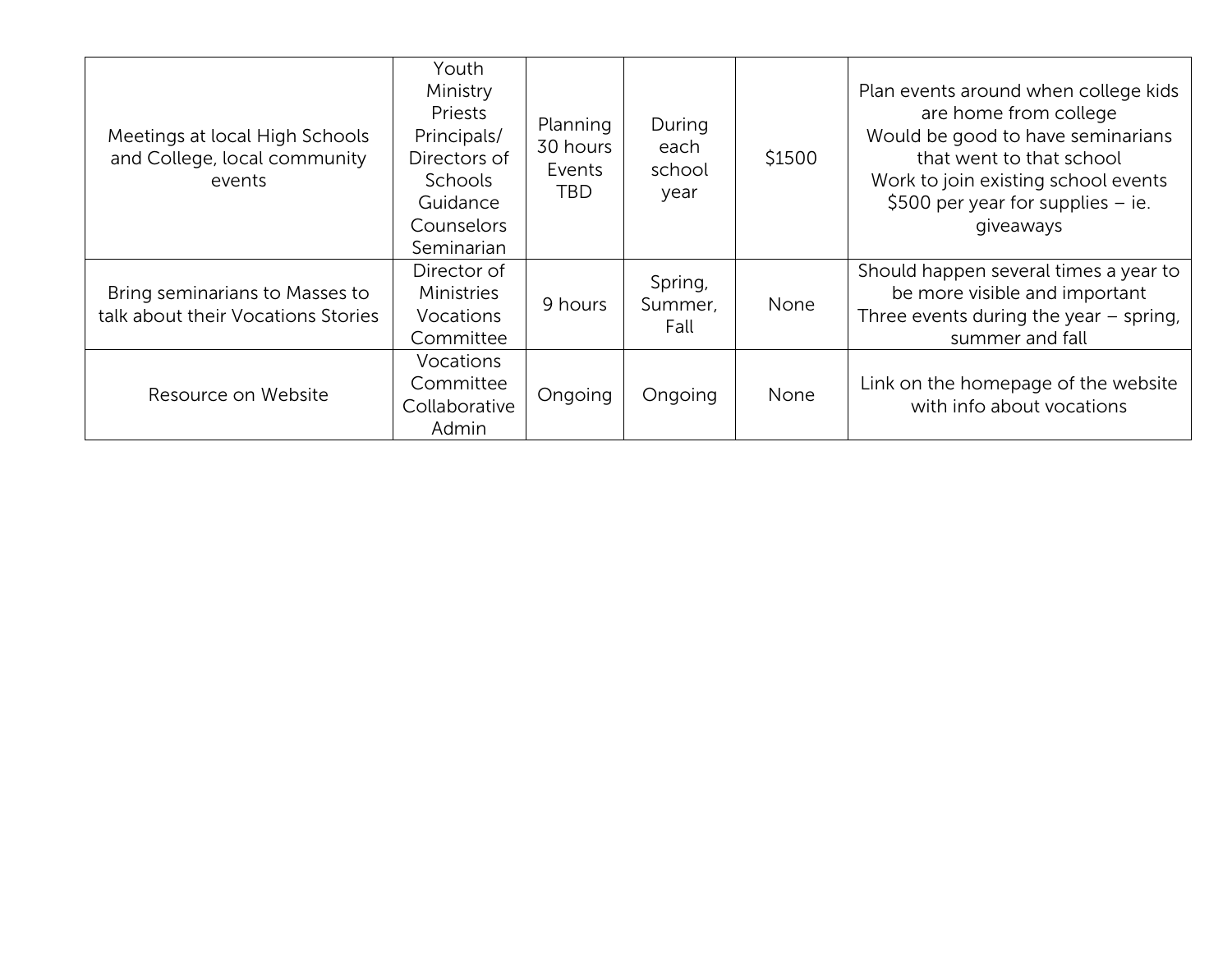| | | | | | |
|---|---|---|---|---|---|
| Meetings at local High Schools and College, local community events | Youth Ministry<br>Priests<br>Principals/ Directors of Schools<br>Guidance Counselors<br>Seminarian | Planning 30 hours<br>Events TBD | During each school year | $1500 | Plan events around when college kids are home from college<br>Would be good to have seminarians that went to that school<br>Work to join existing school events<br>$500 per year for supplies – ie. giveaways |
| Bring seminarians to Masses to talk about their Vocations Stories | Director of Ministries<br>Vocations Committee | 9 hours | Spring, Summer, Fall | None | Should happen several times a year to be more visible and important<br>Three events during the year – spring, summer and fall |
| Resource on Website | Vocations Committee<br>Collaborative Admin | Ongoing | Ongoing | None | Link on the homepage of the website with info about vocations |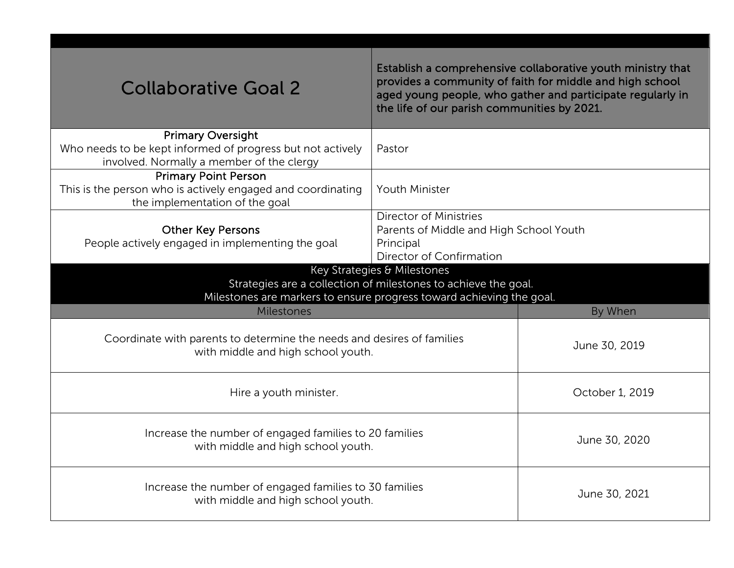| Collaborative Goal 2 | Establish a comprehensive collaborative youth ministry that provides a community of faith for middle and high school aged young people, who gather and participate regularly in the life of our parish communities by 2021. |
| --- | --- |
| **Primary Oversight**<br>Who needs to be kept informed of progress but not actively involved. Normally a member of the clergy | Pastor |
| **Primary Point Person**<br>This is the person who is actively engaged and coordinating the implementation of the goal | Youth Minister |
| **Other Key Persons**<br>People actively engaged in implementing the goal | Director of Ministries<br>Parents of Middle and High School Youth<br>Principal<br>Director of Confirmation |

**Key Strategies & Milestones**
Strategies are a collection of milestones to achieve the goal.
Milestones are markers to ensure progress toward achieving the goal.

| Milestones | By When |
| --- | --- |
| Coordinate with parents to determine the needs and desires of families with middle and high school youth. | June 30, 2019 |
| Hire a youth minister. | October 1, 2019 |
| Increase the number of engaged families to 20 families with middle and high school youth. | June 30, 2020 |
| Increase the number of engaged families to 30 families with middle and high school youth. | June 30, 2021 |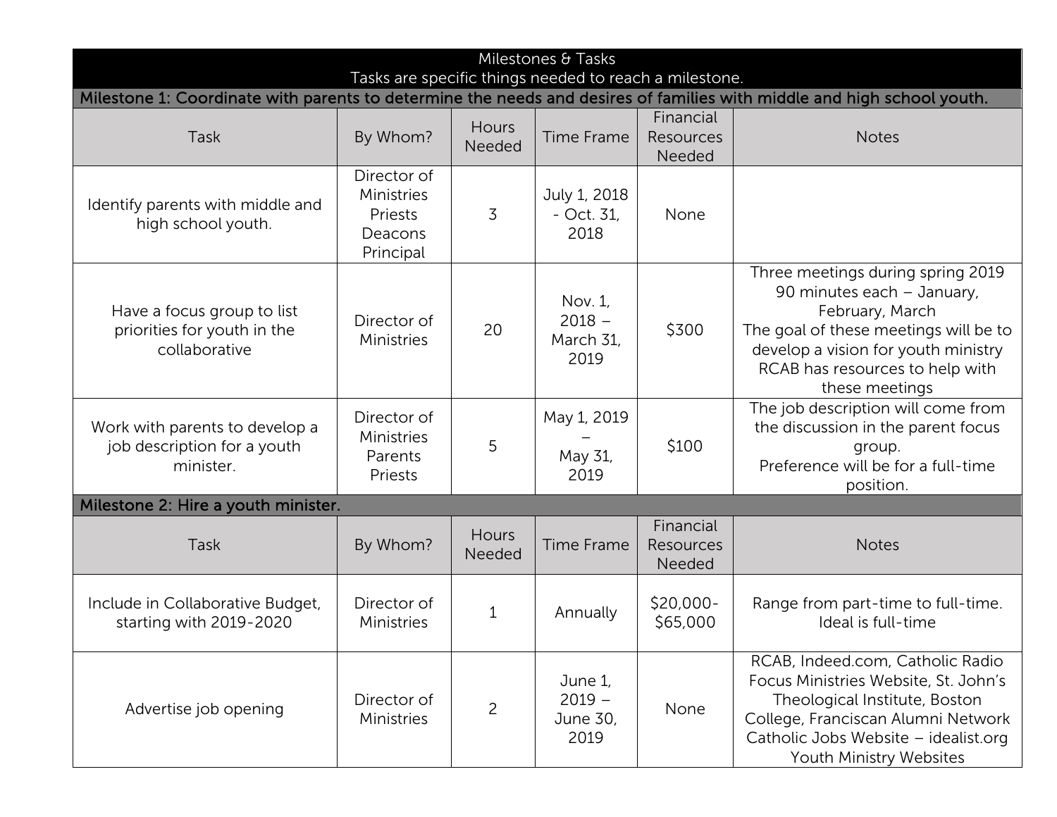## Milestones & Tasks

Tasks are specific things needed to reach a milestone.

### Milestone 1: Coordinate with parents to determine the needs and desires of families with middle and high school youth.

| Task | By Whom? | Hours Needed | Time Frame | Financial Resources Needed | Notes |
|---|---|---|---|---|---|
| Identify parents with middle and high school youth. | Director of Ministries<br>Priests<br>Deacons<br>Principal | 3 | July 1, 2018 - Oct. 31, 2018 | None | |
| Have a focus group to list priorities for youth in the collaborative | Director of Ministries | 20 | Nov. 1, 2018 – March 31, 2019 | $300 | Three meetings during spring 2019 90 minutes each – January, February, March<br>The goal of these meetings will be to develop a vision for youth ministry<br>RCAB has resources to help with these meetings |
| Work with parents to develop a job description for a youth minister. | Director of Ministries<br>Parents<br>Priests | 5 | May 1, 2019 – May 31, 2019 | $100 | The job description will come from the discussion in the parent focus group.<br>Preference will be for a full-time position. |

### Milestone 2: Hire a youth minister.

| Task | By Whom? | Hours Needed | Time Frame | Financial Resources Needed | Notes |
|---|---|---|---|---|---|
| Include in Collaborative Budget, starting with 2019-2020 | Director of Ministries | 1 | Annually | $20,000-$65,000 | Range from part-time to full-time.<br>Ideal is full-time |
| Advertise job opening | Director of Ministries | 2 | June 1, 2019 – June 30, 2019 | None | RCAB, Indeed.com, Catholic Radio Focus Ministries Website, St. John's Theological Institute, Boston College, Franciscan Alumni Network Catholic Jobs Website – idealist.org Youth Ministry Websites |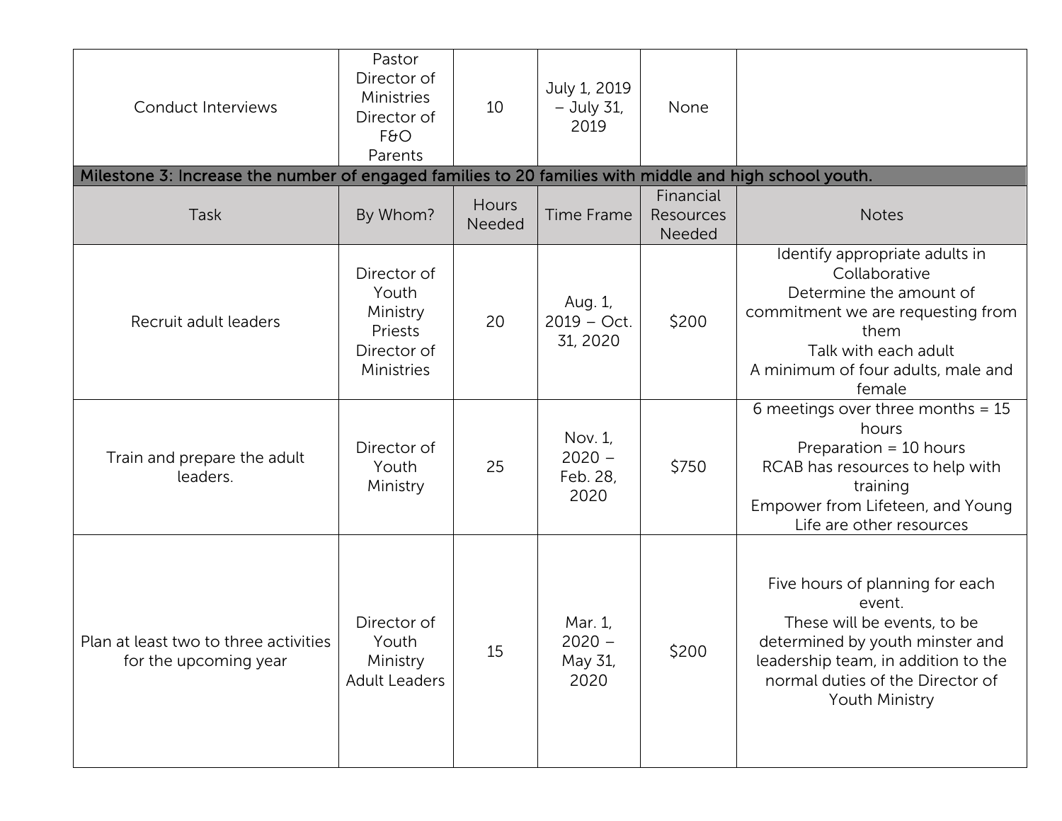| Task | By Whom? | Hours Needed | Time Frame | Financial Resources Needed | Notes |
|---|---|---|---|---|---|
| Conduct Interviews | Pastor<br>Director of Ministries<br>Director of F&O<br>Parents | 10 | July 1, 2019 – July 31, 2019 | None | |
| **Milestone 3: Increase the number of engaged families to 20 families with middle and high school youth.** | | | | | |
| Task | By Whom? | Hours Needed | Time Frame | Financial Resources Needed | Notes |
| Recruit adult leaders | Director of Youth Ministry<br>Priests<br>Director of Ministries | 20 | Aug. 1, 2019 – Oct. 31, 2020 | $200 | Identify appropriate adults in Collaborative<br>Determine the amount of commitment we are requesting from them<br>Talk with each adult<br>A minimum of four adults, male and female |
| Train and prepare the adult leaders. | Director of Youth Ministry | 25 | Nov. 1, 2020 – Feb. 28, 2020 | $750 | 6 meetings over three months = 15 hours<br>Preparation = 10 hours<br>RCAB has resources to help with training<br>Empower from Lifeteen, and Young Life are other resources |
| Plan at least two to three activities for the upcoming year | Director of Youth Ministry<br>Adult Leaders | 15 | Mar. 1, 2020 – May 31, 2020 | $200 | Five hours of planning for each event.<br>These will be events, to be determined by youth minster and leadership team, in addition to the normal duties of the Director of Youth Ministry |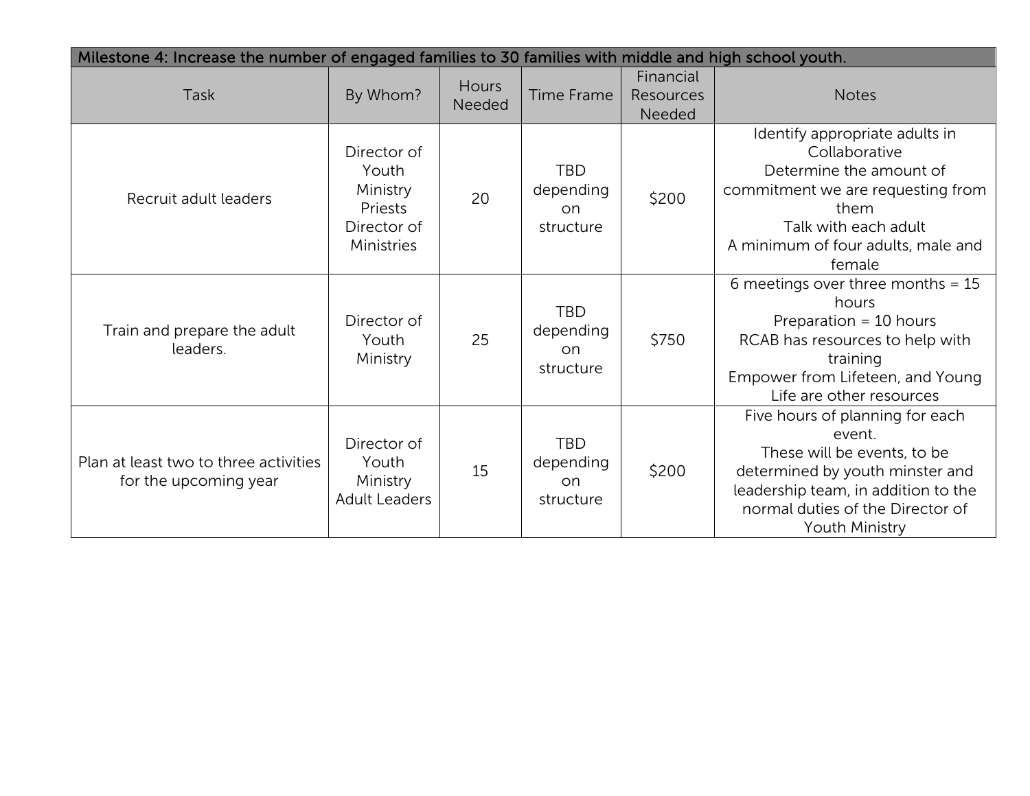| Milestone 4: Increase the number of engaged families to 30 families with middle and high school youth. | | | | | |
|---|---|---|---|---|---|
| Task | By Whom? | Hours Needed | Time Frame | Financial Resources Needed | Notes |
| Recruit adult leaders | Director of Youth Ministry<br>Priests<br>Director of Ministries | 20 | TBD depending on structure | $200 | Identify appropriate adults in Collaborative<br>Determine the amount of commitment we are requesting from them<br>Talk with each adult<br>A minimum of four adults, male and female |
| Train and prepare the adult leaders. | Director of Youth Ministry | 25 | TBD depending on structure | $750 | 6 meetings over three months = 15 hours<br>Preparation = 10 hours<br>RCAB has resources to help with training<br>Empower from Lifeteen, and Young Life are other resources |
| Plan at least two to three activities for the upcoming year | Director of Youth Ministry<br>Adult Leaders | 15 | TBD depending on structure | $200 | Five hours of planning for each event.<br>These will be events, to be determined by youth minster and leadership team, in addition to the normal duties of the Director of Youth Ministry |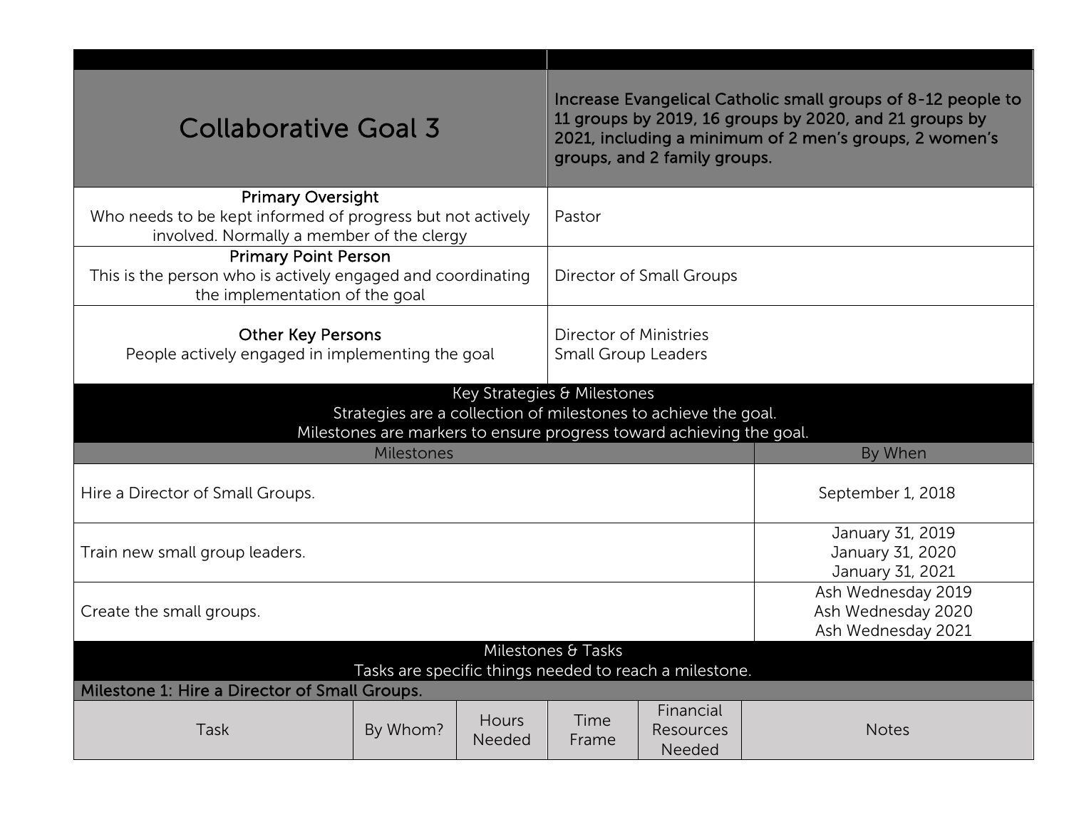| Collaborative Goal 3 | Increase Evangelical Catholic small groups of 8-12 people to 11 groups by 2019, 16 groups by 2020, and 21 groups by 2021, including a minimum of 2 men's groups, 2 women's groups, and 2 family groups. |
|---|---|
| **Primary Oversight**<br>Who needs to be kept informed of progress but not actively involved. Normally a member of the clergy | Pastor |
| **Primary Point Person**<br>This is the person who is actively engaged and coordinating the implementation of the goal | Director of Small Groups |
| **Other Key Persons**<br>People actively engaged in implementing the goal | Director of Ministries<br>Small Group Leaders |

**Key Strategies & Milestones**
Strategies are a collection of milestones to achieve the goal.
Milestones are markers to ensure progress toward achieving the goal.

| Milestones | By When |
|---|---|
| Hire a Director of Small Groups. | September 1, 2018 |
| Train new small group leaders. | January 31, 2019<br>January 31, 2020<br>January 31, 2021 |
| Create the small groups. | Ash Wednesday 2019<br>Ash Wednesday 2020<br>Ash Wednesday 2021 |

**Milestones & Tasks**
Tasks are specific things needed to reach a milestone.

**Milestone 1: Hire a Director of Small Groups.**

| Task | By Whom? | Hours Needed | Time Frame | Financial Resources Needed | Notes |
|---|---|---|---|---|---|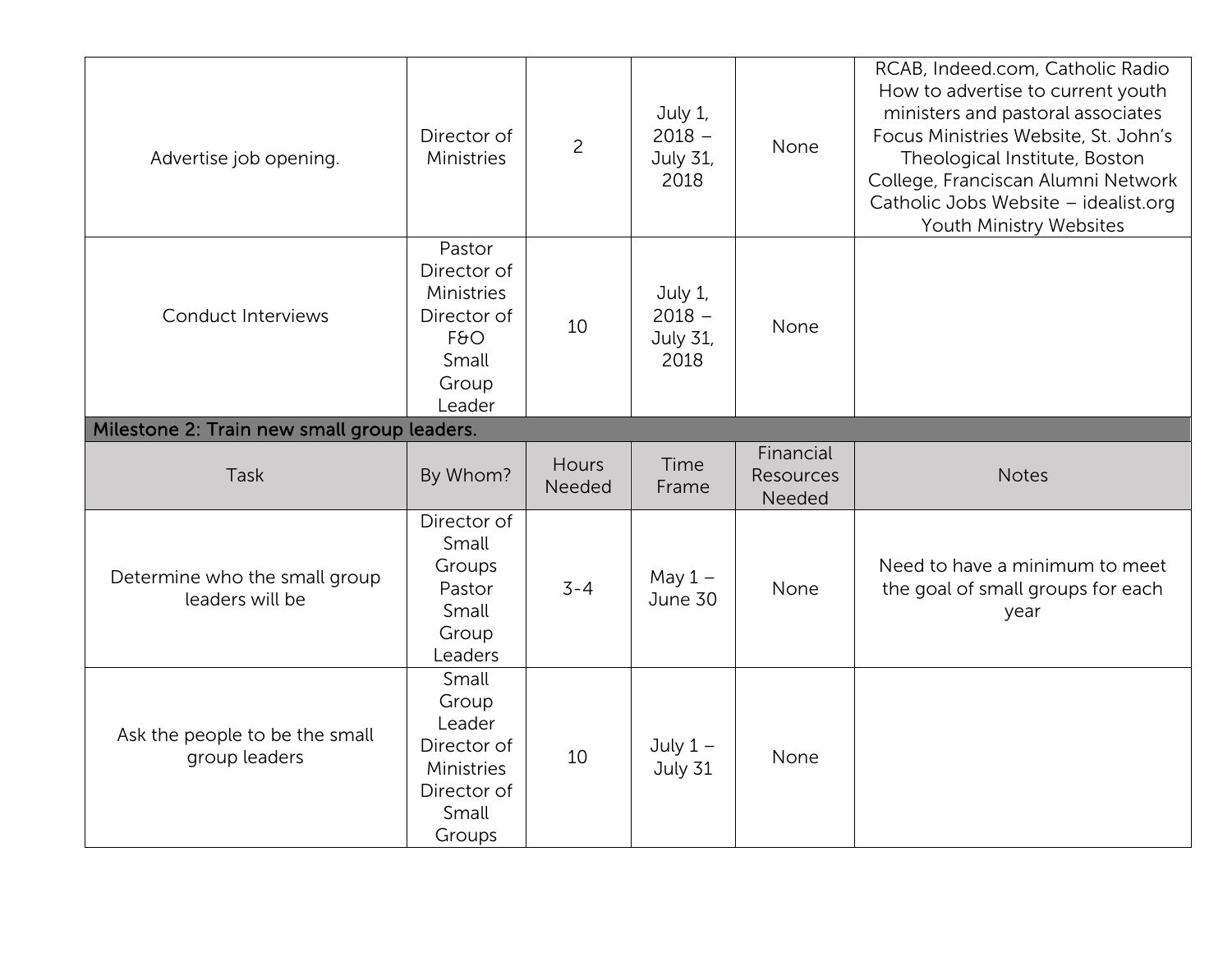| Task | By Whom? | Hours Needed | Time Frame | Financial Resources Needed | Notes |
|---|---|---|---|---|---|
| Advertise job opening. | Director of Ministries | 2 | July 1, 2018 – July 31, 2018 | None | RCAB, Indeed.com, Catholic Radio How to advertise to current youth ministers and pastoral associates Focus Ministries Website, St. John's Theological Institute, Boston College, Franciscan Alumni Network Catholic Jobs Website – idealist.org Youth Ministry Websites |
| Conduct Interviews | Pastor Director of Ministries Director of F&O Small Group Leader | 10 | July 1, 2018 – July 31, 2018 | None | |
| **Milestone 2: Train new small group leaders.** | | | | | |
| Task | By Whom? | Hours Needed | Time Frame | Financial Resources Needed | Notes |
| Determine who the small group leaders will be | Director of Small Groups Pastor Small Group Leaders | 3-4 | May 1 – June 30 | None | Need to have a minimum to meet the goal of small groups for each year |
| Ask the people to be the small group leaders | Small Group Leader Director of Ministries Director of Small Groups | 10 | July 1 – July 31 | None | |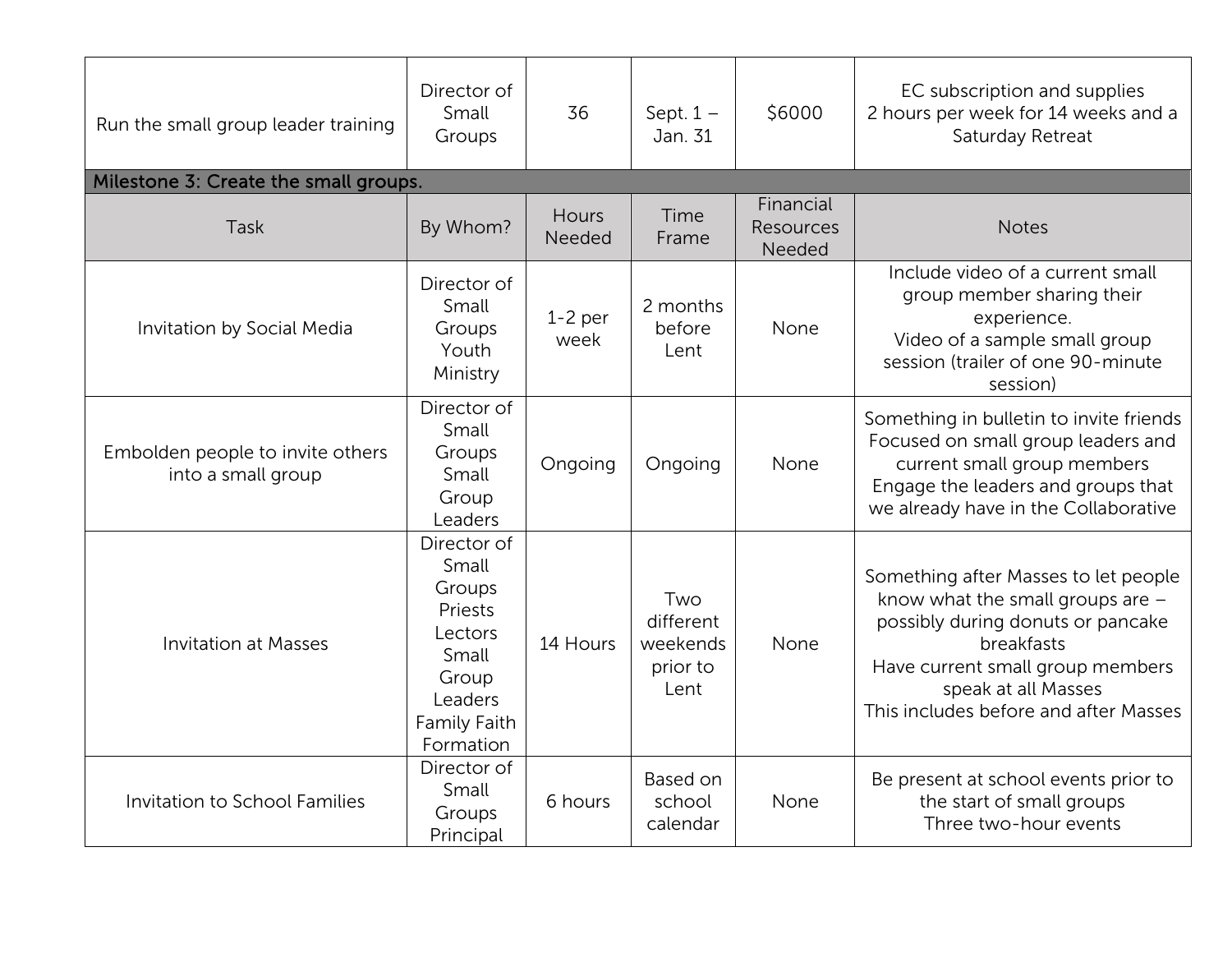| Run the small group leader training | Director of Small Groups | 36 | Sept. 1 – Jan. 31 | $6000 | EC subscription and supplies<br>2 hours per week for 14 weeks and a Saturday Retreat |
| --- | --- | --- | --- | --- | --- |

**Milestone 3: Create the small groups.**

| Task | By Whom? | Hours Needed | Time Frame | Financial Resources Needed | Notes |
| --- | --- | --- | --- | --- | --- |
| Invitation by Social Media | Director of Small Groups<br>Youth Ministry | 1-2 per week | 2 months before Lent | None | Include video of a current small group member sharing their experience.<br>Video of a sample small group session (trailer of one 90-minute session) |
| Embolden people to invite others into a small group | Director of Small Groups<br>Small Group Leaders | Ongoing | Ongoing | None | Something in bulletin to invite friends<br>Focused on small group leaders and current small group members<br>Engage the leaders and groups that we already have in the Collaborative |
| Invitation at Masses | Director of Small Groups<br>Priests<br>Lectors<br>Small Group Leaders<br>Family Faith Formation | 14 Hours | Two different weekends prior to Lent | None | Something after Masses to let people know what the small groups are – possibly during donuts or pancake breakfasts<br>Have current small group members speak at all Masses<br>This includes before and after Masses |
| Invitation to School Families | Director of Small Groups<br>Principal | 6 hours | Based on school calendar | None | Be present at school events prior to the start of small groups<br>Three two-hour events |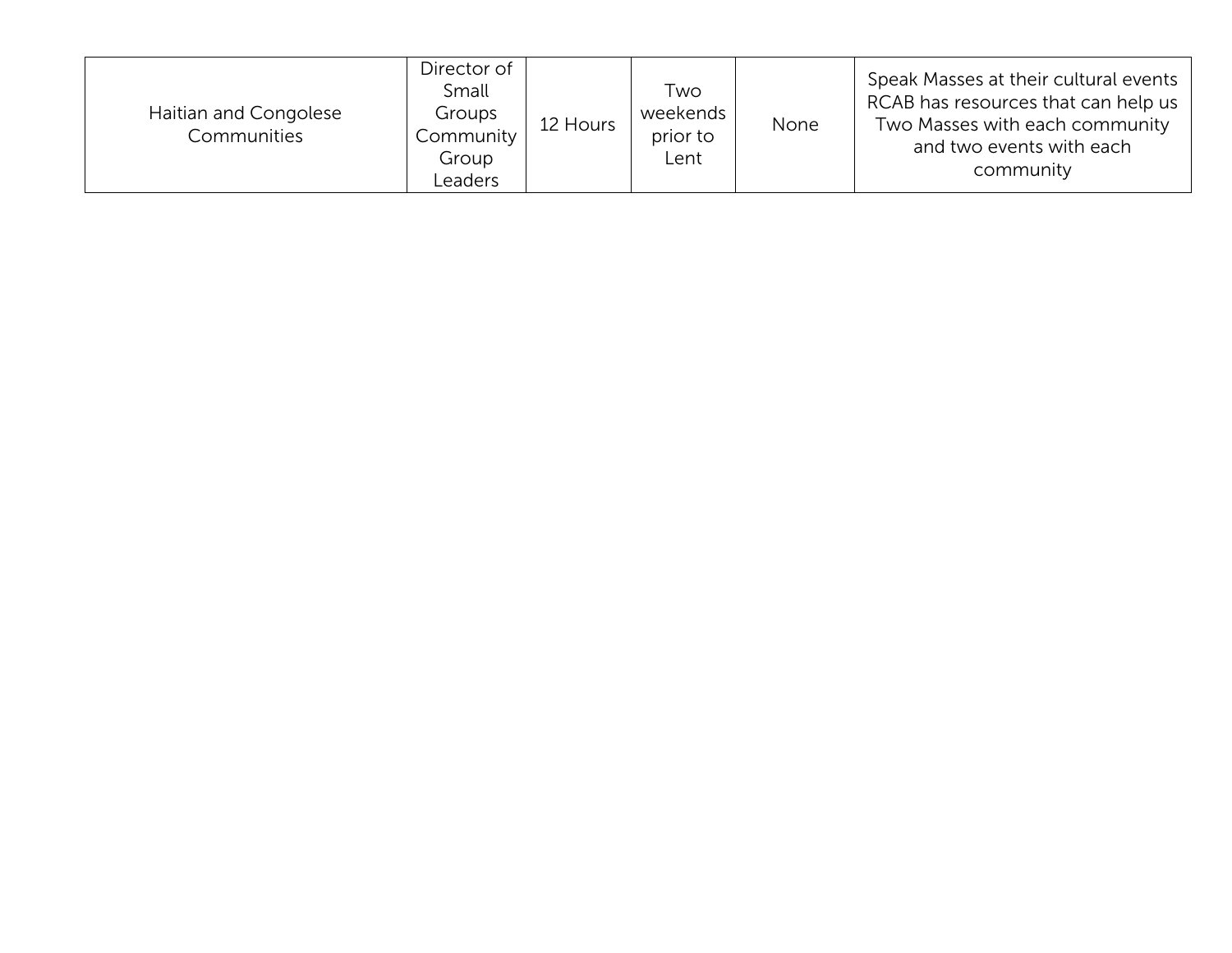| | | | | | |
|---|---|---|---|---|---|
| Haitian and Congolese Communities | Director of Small Groups Community Group Leaders | 12 Hours | Two weekends prior to Lent | None | Speak Masses at their cultural events RCAB has resources that can help us Two Masses with each community and two events with each community |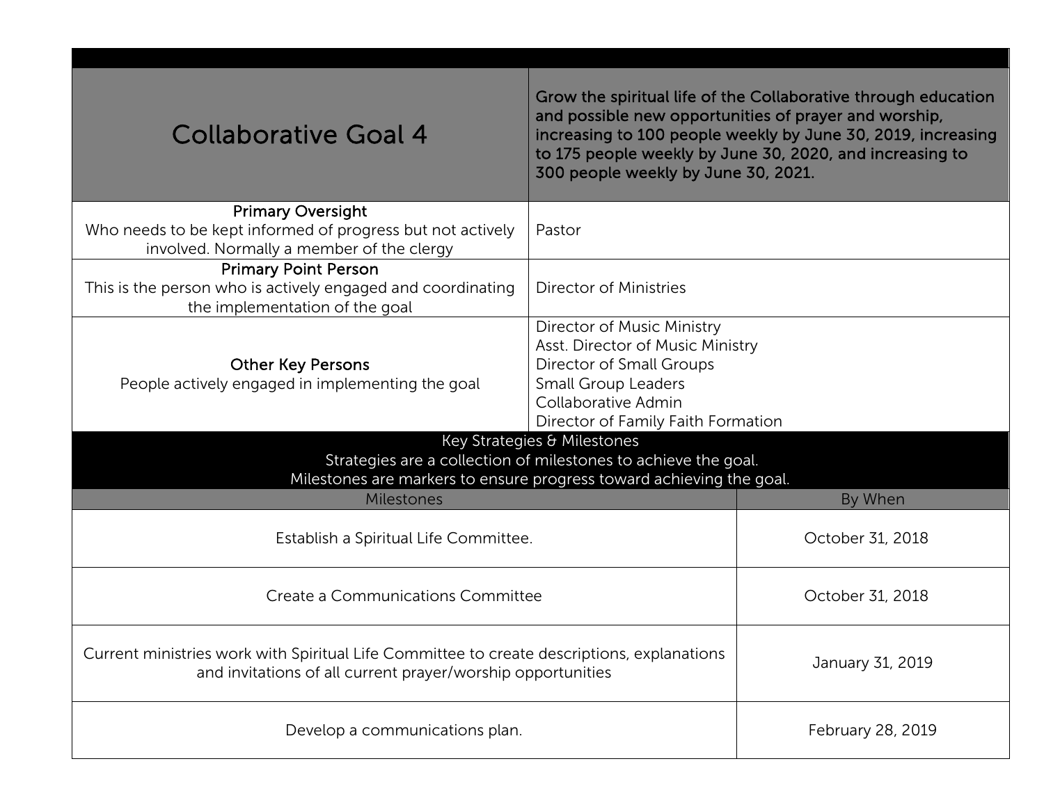| Collaborative Goal 4 | Grow the spiritual life of the Collaborative through education and possible new opportunities of prayer and worship, increasing to 100 people weekly by June 30, 2019, increasing to 175 people weekly by June 30, 2020, and increasing to 300 people weekly by June 30, 2021. |
|---|---|
| **Primary Oversight**<br>Who needs to be kept informed of progress but not actively involved. Normally a member of the clergy | Pastor |
| **Primary Point Person**<br>This is the person who is actively engaged and coordinating the implementation of the goal | Director of Ministries |
| **Other Key Persons**<br>People actively engaged in implementing the goal | Director of Music Ministry<br>Asst. Director of Music Ministry<br>Director of Small Groups<br>Small Group Leaders<br>Collaborative Admin<br>Director of Family Faith Formation |

**Key Strategies & Milestones**

Strategies are a collection of milestones to achieve the goal.
Milestones are markers to ensure progress toward achieving the goal.

| Milestones | By When |
|---|---|
| Establish a Spiritual Life Committee. | October 31, 2018 |
| Create a Communications Committee | October 31, 2018 |
| Current ministries work with Spiritual Life Committee to create descriptions, explanations and invitations of all current prayer/worship opportunities | January 31, 2019 |
| Develop a communications plan. | February 28, 2019 |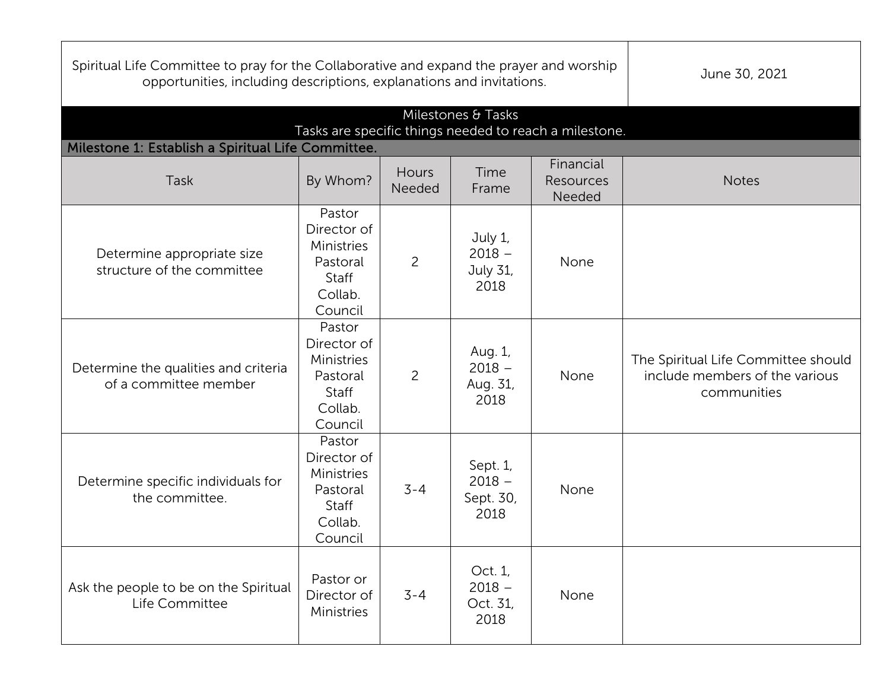| Spiritual Life Committee to pray for the Collaborative and expand the prayer and worship opportunities, including descriptions, explanations and invitations. | June 30, 2021 |
| --- | --- |

**Milestones & Tasks**
Tasks are specific things needed to reach a milestone.

**Milestone 1: Establish a Spiritual Life Committee.**

| Task | By Whom? | Hours Needed | Time Frame | Financial Resources Needed | Notes |
| --- | --- | --- | --- | --- | --- |
| Determine appropriate size structure of the committee | Pastor Director of Ministries Pastoral Staff Collab. Council | 2 | July 1, 2018 – July 31, 2018 | None | |
| Determine the qualities and criteria of a committee member | Pastor Director of Ministries Pastoral Staff Collab. Council | 2 | Aug. 1, 2018 – Aug. 31, 2018 | None | The Spiritual Life Committee should include members of the various communities |
| Determine specific individuals for the committee. | Pastor Director of Ministries Pastoral Staff Collab. Council | 3-4 | Sept. 1, 2018 – Sept. 30, 2018 | None | |
| Ask the people to be on the Spiritual Life Committee | Pastor or Director of Ministries | 3-4 | Oct. 1, 2018 – Oct. 31, 2018 | None | |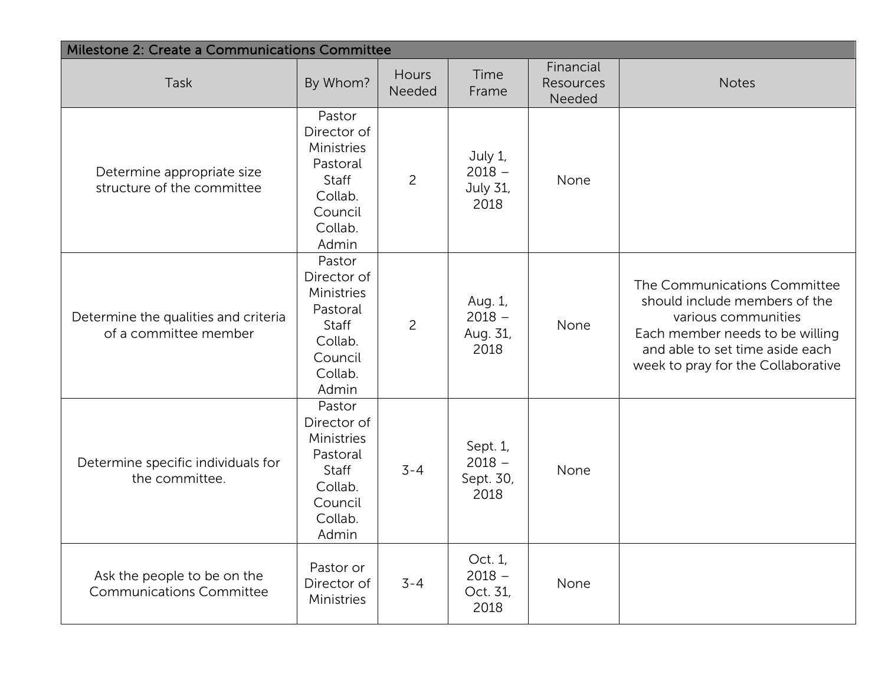| Milestone 2: Create a Communications Committee | | | | | |
|---|---|---|---|---|---|
| Task | By Whom? | Hours Needed | Time Frame | Financial Resources Needed | Notes |
| Determine appropriate size structure of the committee | Pastor Director of Ministries Pastoral Staff Collab. Council Collab. Admin | 2 | July 1, 2018 – July 31, 2018 | None | |
| Determine the qualities and criteria of a committee member | Pastor Director of Ministries Pastoral Staff Collab. Council Collab. Admin | 2 | Aug. 1, 2018 – Aug. 31, 2018 | None | The Communications Committee should include members of the various communities Each member needs to be willing and able to set time aside each week to pray for the Collaborative |
| Determine specific individuals for the committee. | Pastor Director of Ministries Pastoral Staff Collab. Council Collab. Admin | 3-4 | Sept. 1, 2018 – Sept. 30, 2018 | None | |
| Ask the people to be on the Communications Committee | Pastor or Director of Ministries | 3-4 | Oct. 1, 2018 – Oct. 31, 2018 | None | |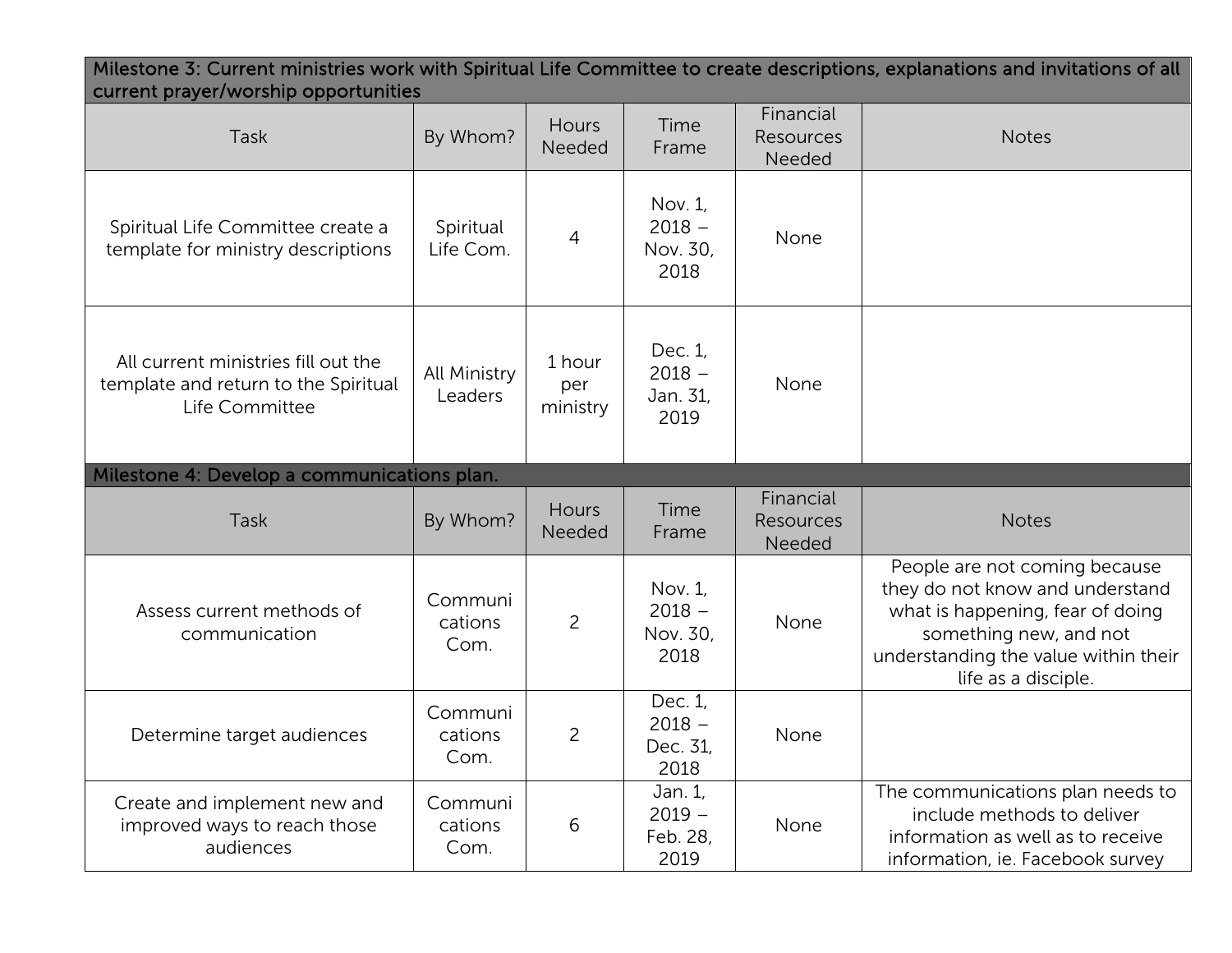| Milestone 3: Current ministries work with Spiritual Life Committee to create descriptions, explanations and invitations of all current prayer/worship opportunities | | | | | |
|---|---|---|---|---|---|
| Task | By Whom? | Hours Needed | Time Frame | Financial Resources Needed | Notes |
| Spiritual Life Committee create a template for ministry descriptions | Spiritual Life Com. | 4 | Nov. 1, 2018 – Nov. 30, 2018 | None | |
| All current ministries fill out the template and return to the Spiritual Life Committee | All Ministry Leaders | 1 hour per ministry | Dec. 1, 2018 – Jan. 31, 2019 | None | |

| Milestone 4: Develop a communications plan. | | | | | |
|---|---|---|---|---|---|
| Task | By Whom? | Hours Needed | Time Frame | Financial Resources Needed | Notes |
| Assess current methods of communication | Communications Com. | 2 | Nov. 1, 2018 – Nov. 30, 2018 | None | People are not coming because they do not know and understand what is happening, fear of doing something new, and not understanding the value within their life as a disciple. |
| Determine target audiences | Communications Com. | 2 | Dec. 1, 2018 – Dec. 31, 2018 | None | |
| Create and implement new and improved ways to reach those audiences | Communications Com. | 6 | Jan. 1, 2019 – Feb. 28, 2019 | None | The communications plan needs to include methods to deliver information as well as to receive information, ie. Facebook survey |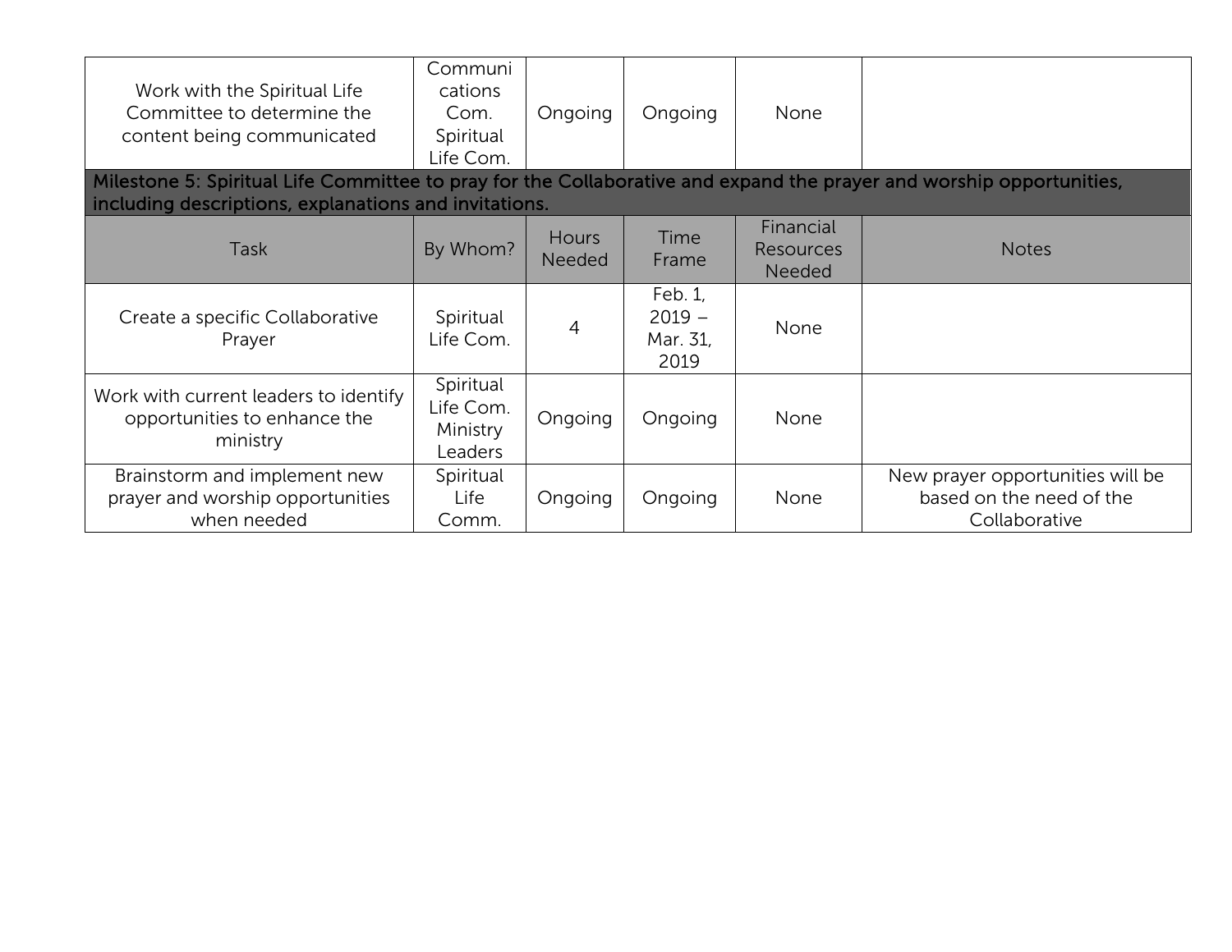| | | | | | |
|---|---|---|---|---|---|
| Work with the Spiritual Life Committee to determine the content being communicated | Communications Com. Spiritual Life Com. | Ongoing | Ongoing | None | |

**Milestone 5: Spiritual Life Committee to pray for the Collaborative and expand the prayer and worship opportunities, including descriptions, explanations and invitations.**

| Task | By Whom? | Hours Needed | Time Frame | Financial Resources Needed | Notes |
|---|---|---|---|---|---|
| Create a specific Collaborative Prayer | Spiritual Life Com. | 4 | Feb. 1, 2019 – Mar. 31, 2019 | None | |
| Work with current leaders to identify opportunities to enhance the ministry | Spiritual Life Com. Ministry Leaders | Ongoing | Ongoing | None | |
| Brainstorm and implement new prayer and worship opportunities when needed | Spiritual Life Comm. | Ongoing | Ongoing | None | New prayer opportunities will be based on the need of the Collaborative |